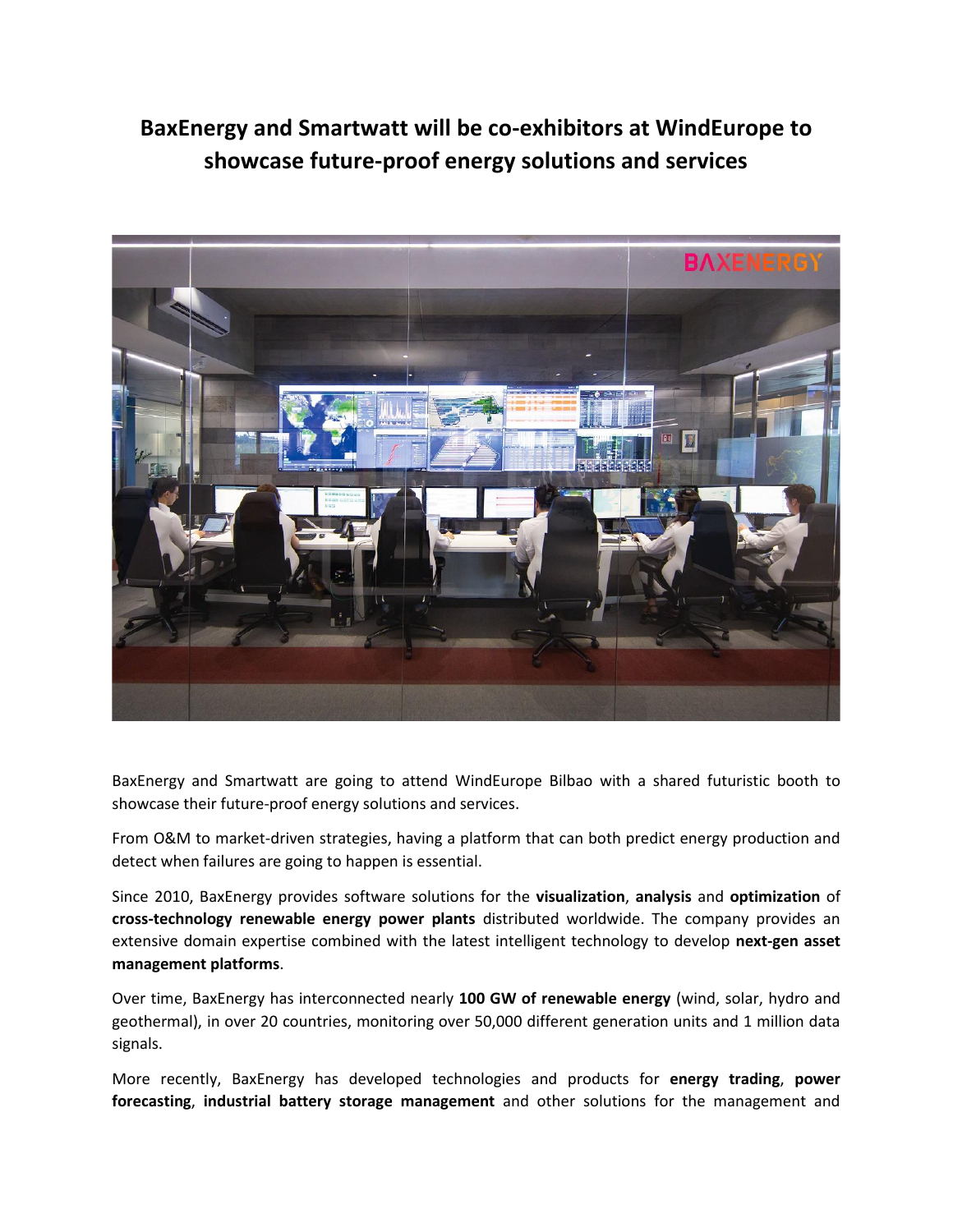# BaxEnergy and Smartwatt will be co-exhibitors at WindEurope to showcase future-proof energy solutions and services

BaxEnergy and Smartwatt are going to attend WindEurope Bilbao with a shared futuristic booth to showcase their future-proof energy solutions and services.

From O&M to market-driven strategies, having a platform that can both predict energy production and detect when failures are going to happen is essential.

Since 2010, BaxEnergy provides software solutions for the **visualization**, **analysis** and **optimization** of **cross-technology renewable energy power plants** distributed worldwide. The company provides an extensive domain expertise combined with the latest intelligent technology to develop **next-gen asset management platforms**.

Over time, BaxEnergy has interconnected nearly **100 GW of renewable energy** (wind, solar, hydro and geothermal), in over 20 countries, monitoring over 50,000 different generation units and 1 million data signals.

More recently, BaxEnergy has developed technologies and products for **energy trading**, **power forecasting**, **industrial battery storage management** and other solutions for the management and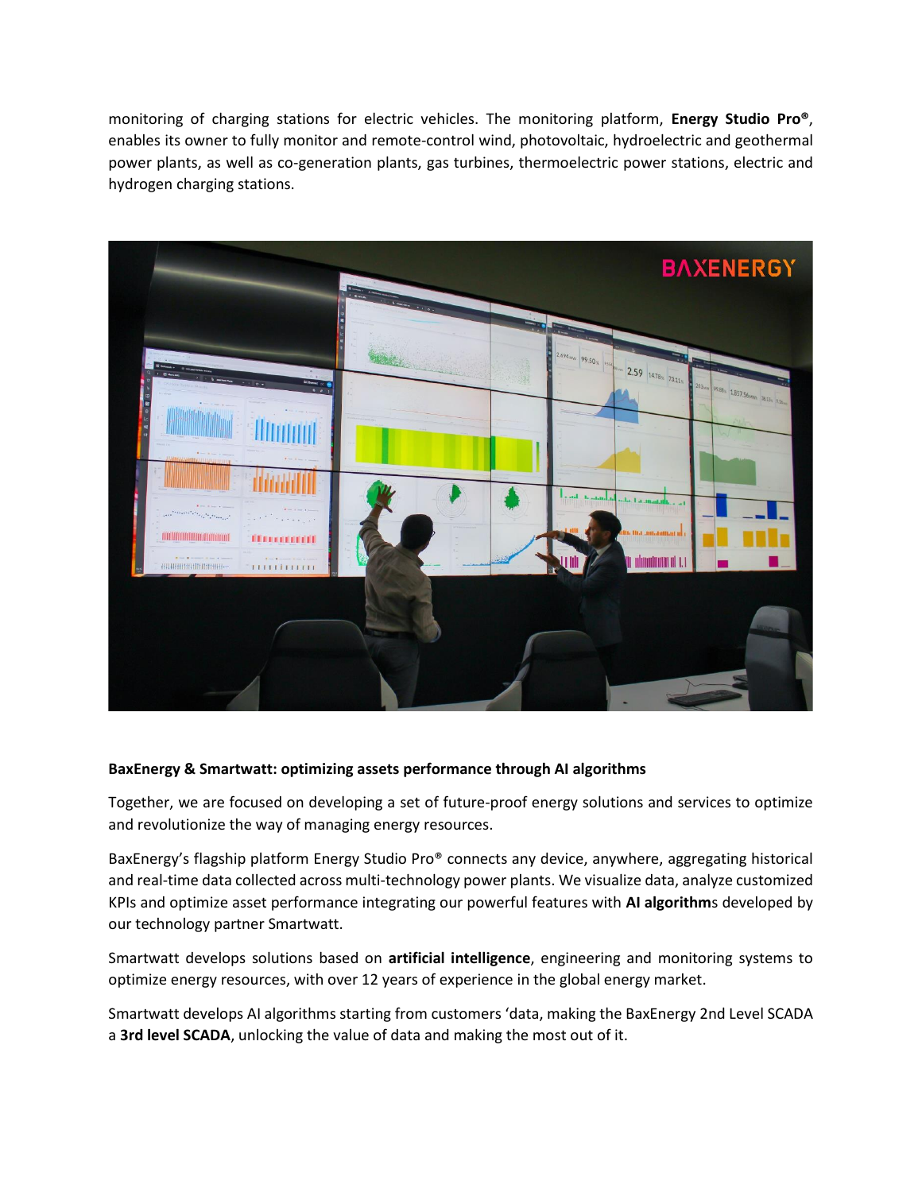monitoring of charging stations for electric vehicles. The monitoring platform, **Energy Studio Pro®**, enables its owner to fully monitor and remote-control wind, photovoltaic, hydroelectric and geothermal power plants, as well as co-generation plants, gas turbines, thermoelectric power stations, electric and hydrogen charging stations.

**BaxEnergy & Smartwatt: optimizing assets performance through AI algorithms**

Together, we are focused on developing a set of future-proof energy solutions and services to optimize and revolutionize the way of managing energy resources.

BaxEnergy's flagship platform Energy Studio Pro® connects any device, anywhere, aggregating historical and real-time data collected across multi-technology power plants. We visualize data, analyze customized KPIs and optimize asset performance integrating our powerful features with **AI algorithm**s developed by our technology partner Smartwatt.

Smartwatt develops solutions based on **artificial intelligence**, engineering and monitoring systems to optimize energy resources, with over 12 years of experience in the global energy market.

Smartwatt develops AI algorithms starting from customers 'data, making the BaxEnergy 2nd Level SCADA a **3rd level SCADA**, unlocking the value of data and making the most out of it.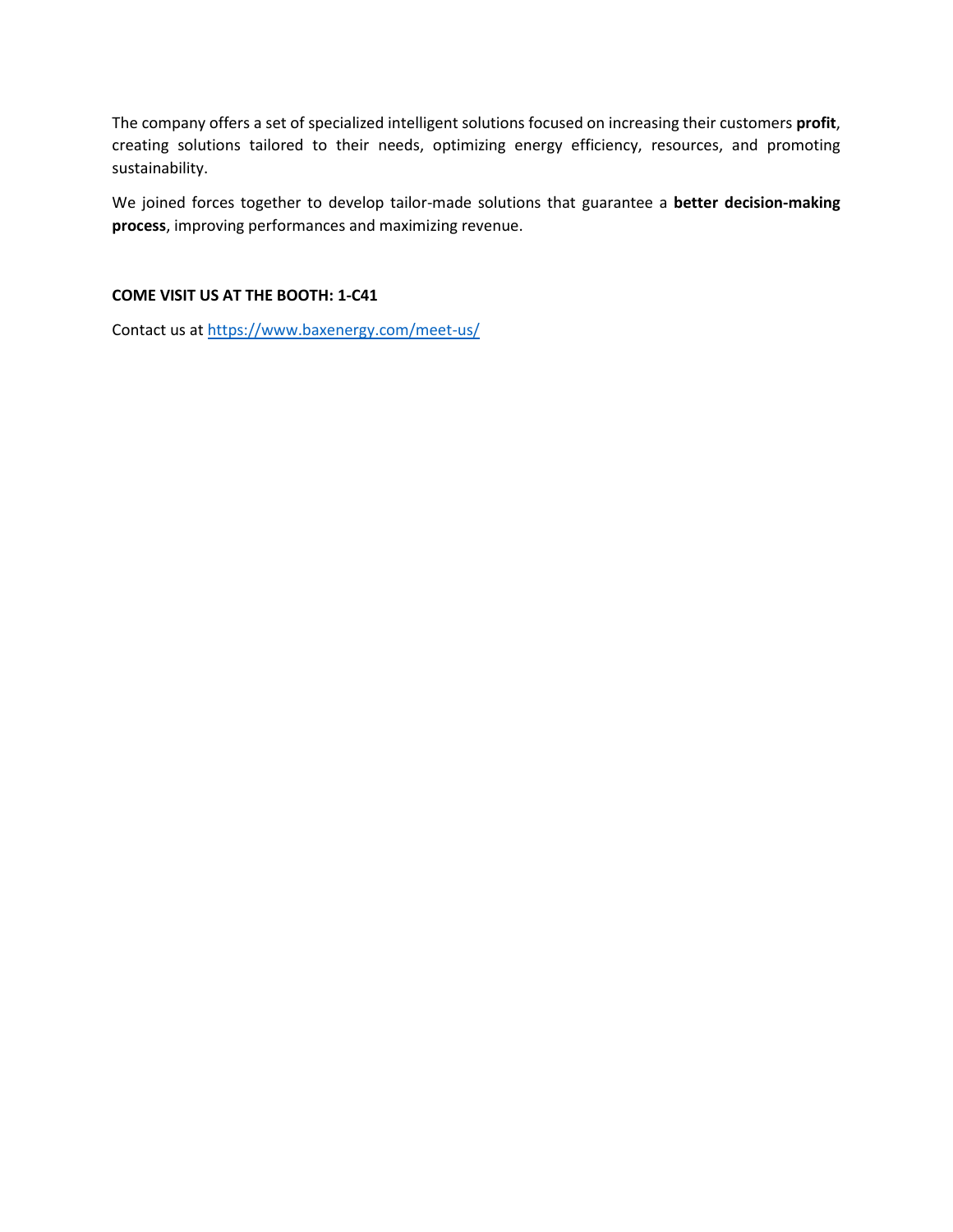The company offers a set of specialized intelligent solutions focused on increasing their customers **profit**, creating solutions tailored to their needs, optimizing energy efficiency, resources, and promoting sustainability.

We joined forces together to develop tailor-made solutions that guarantee a **better decision-making process**, improving performances and maximizing revenue.

**COME VISIT US AT THE BOOTH: 1-C41**

Contact us at [https://www.baxenergy.com/meet-us/](https://www.baxenergy.com/meet-us/)